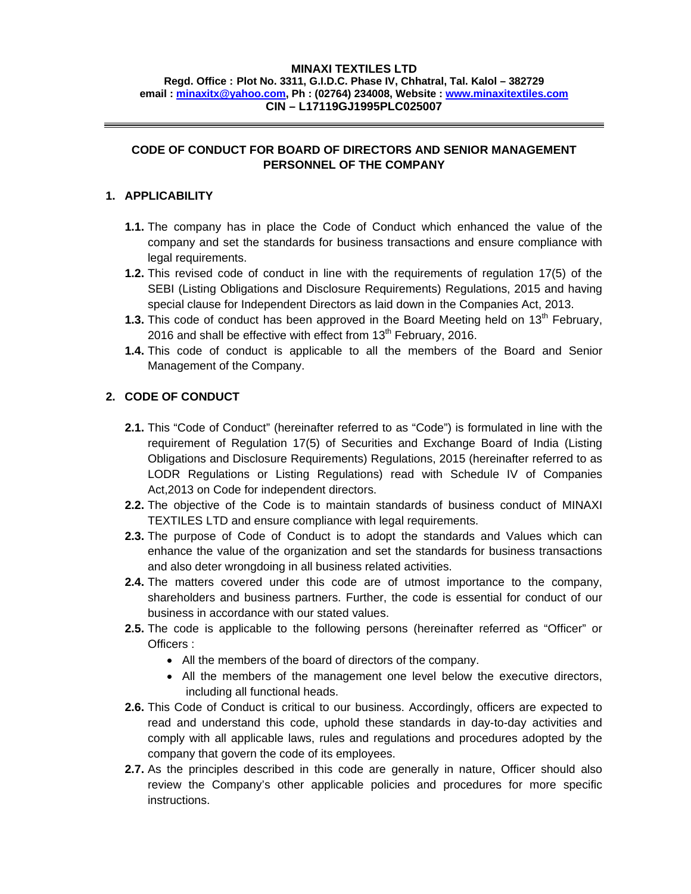**MINAXI TEXTILES LTD**
**Regd. Office : Plot No. 3311, G.I.D.C. Phase IV, Chhatral, Tal. Kalol – 382729**
**email : minaxitx@yahoo.com, Ph : (02764) 234008, Website : www.minaxitextiles.com**
**CIN – L17119GJ1995PLC025007**

---

# CODE OF CONDUCT FOR BOARD OF DIRECTORS AND SENIOR MANAGEMENT PERSONNEL OF THE COMPANY

## 1. APPLICABILITY

**1.1.** The company has in place the Code of Conduct which enhanced the value of the company and set the standards for business transactions and ensure compliance with legal requirements.

**1.2.** This revised code of conduct in line with the requirements of regulation 17(5) of the SEBI (Listing Obligations and Disclosure Requirements) Regulations, 2015 and having special clause for Independent Directors as laid down in the Companies Act, 2013.

**1.3.** This code of conduct has been approved in the Board Meeting held on 13th February, 2016 and shall be effective with effect from 13th February, 2016.

**1.4.** This code of conduct is applicable to all the members of the Board and Senior Management of the Company.

## 2. CODE OF CONDUCT

**2.1.** This "Code of Conduct" (hereinafter referred to as "Code") is formulated in line with the requirement of Regulation 17(5) of Securities and Exchange Board of India (Listing Obligations and Disclosure Requirements) Regulations, 2015 (hereinafter referred to as LODR Regulations or Listing Regulations) read with Schedule IV of Companies Act,2013 on Code for independent directors.

**2.2.** The objective of the Code is to maintain standards of business conduct of MINAXI TEXTILES LTD and ensure compliance with legal requirements.

**2.3.** The purpose of Code of Conduct is to adopt the standards and Values which can enhance the value of the organization and set the standards for business transactions and also deter wrongdoing in all business related activities.

**2.4.** The matters covered under this code are of utmost importance to the company, shareholders and business partners. Further, the code is essential for conduct of our business in accordance with our stated values.

**2.5.** The code is applicable to the following persons (hereinafter referred as "Officer" or Officers :

- All the members of the board of directors of the company.
- All the members of the management one level below the executive directors, including all functional heads.

**2.6.** This Code of Conduct is critical to our business. Accordingly, officers are expected to read and understand this code, uphold these standards in day-to-day activities and comply with all applicable laws, rules and regulations and procedures adopted by the company that govern the code of its employees.

**2.7.** As the principles described in this code are generally in nature, Officer should also review the Company's other applicable policies and procedures for more specific instructions.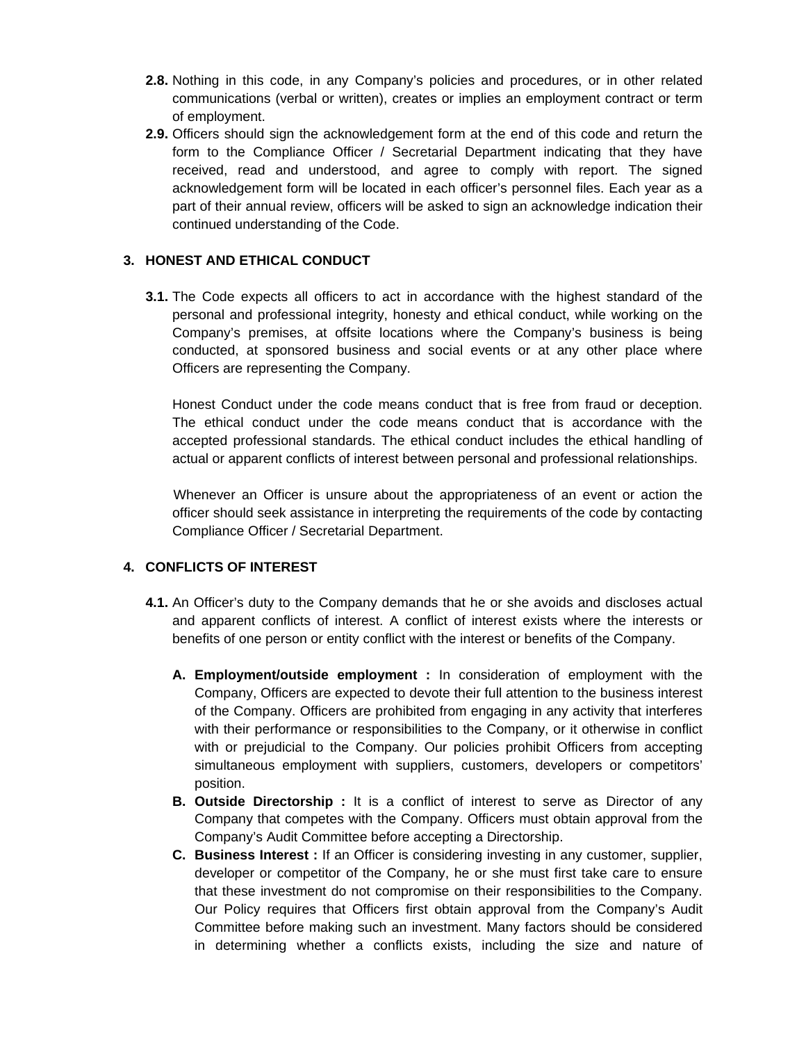**2.8.** Nothing in this code, in any Company's policies and procedures, or in other related communications (verbal or written), creates or implies an employment contract or term of employment.

**2.9.** Officers should sign the acknowledgement form at the end of this code and return the form to the Compliance Officer / Secretarial Department indicating that they have received, read and understood, and agree to comply with report. The signed acknowledgement form will be located in each officer's personnel files. Each year as a part of their annual review, officers will be asked to sign an acknowledge indication their continued understanding of the Code.

## 3. HONEST AND ETHICAL CONDUCT

**3.1.** The Code expects all officers to act in accordance with the highest standard of the personal and professional integrity, honesty and ethical conduct, while working on the Company's premises, at offsite locations where the Company's business is being conducted, at sponsored business and social events or at any other place where Officers are representing the Company.

Honest Conduct under the code means conduct that is free from fraud or deception. The ethical conduct under the code means conduct that is accordance with the accepted professional standards. The ethical conduct includes the ethical handling of actual or apparent conflicts of interest between personal and professional relationships.

Whenever an Officer is unsure about the appropriateness of an event or action the officer should seek assistance in interpreting the requirements of the code by contacting Compliance Officer / Secretarial Department.

## 4. CONFLICTS OF INTEREST

**4.1.** An Officer's duty to the Company demands that he or she avoids and discloses actual and apparent conflicts of interest. A conflict of interest exists where the interests or benefits of one person or entity conflict with the interest or benefits of the Company.

**A. Employment/outside employment :** In consideration of employment with the Company, Officers are expected to devote their full attention to the business interest of the Company. Officers are prohibited from engaging in any activity that interferes with their performance or responsibilities to the Company, or it otherwise in conflict with or prejudicial to the Company. Our policies prohibit Officers from accepting simultaneous employment with suppliers, customers, developers or competitors' position.

**B. Outside Directorship :** It is a conflict of interest to serve as Director of any Company that competes with the Company. Officers must obtain approval from the Company's Audit Committee before accepting a Directorship.

**C. Business Interest :** If an Officer is considering investing in any customer, supplier, developer or competitor of the Company, he or she must first take care to ensure that these investment do not compromise on their responsibilities to the Company. Our Policy requires that Officers first obtain approval from the Company's Audit Committee before making such an investment. Many factors should be considered in determining whether a conflicts exists, including the size and nature of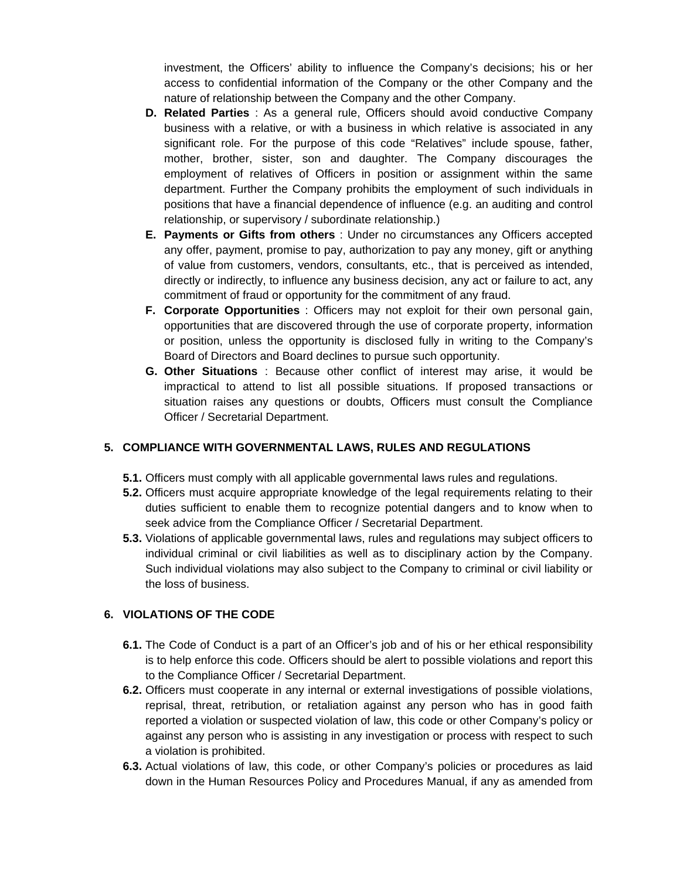investment, the Officers' ability to influence the Company's decisions; his or her access to confidential information of the Company or the other Company and the nature of relationship between the Company and the other Company.

D. **Related Parties** : As a general rule, Officers should avoid conductive Company business with a relative, or with a business in which relative is associated in any significant role. For the purpose of this code "Relatives" include spouse, father, mother, brother, sister, son and daughter. The Company discourages the employment of relatives of Officers in position or assignment within the same department. Further the Company prohibits the employment of such individuals in positions that have a financial dependence of influence (e.g. an auditing and control relationship, or supervisory / subordinate relationship.)

E. **Payments or Gifts from others** : Under no circumstances any Officers accepted any offer, payment, promise to pay, authorization to pay any money, gift or anything of value from customers, vendors, consultants, etc., that is perceived as intended, directly or indirectly, to influence any business decision, any act or failure to act, any commitment of fraud or opportunity for the commitment of any fraud.

F. **Corporate Opportunities** : Officers may not exploit for their own personal gain, opportunities that are discovered through the use of corporate property, information or position, unless the opportunity is disclosed fully in writing to the Company's Board of Directors and Board declines to pursue such opportunity.

G. **Other Situations** : Because other conflict of interest may arise, it would be impractical to attend to list all possible situations. If proposed transactions or situation raises any questions or doubts, Officers must consult the Compliance Officer / Secretarial Department.

## 5. COMPLIANCE WITH GOVERNMENTAL LAWS, RULES AND REGULATIONS

**5.1.** Officers must comply with all applicable governmental laws rules and regulations.

**5.2.** Officers must acquire appropriate knowledge of the legal requirements relating to their duties sufficient to enable them to recognize potential dangers and to know when to seek advice from the Compliance Officer / Secretarial Department.

**5.3.** Violations of applicable governmental laws, rules and regulations may subject officers to individual criminal or civil liabilities as well as to disciplinary action by the Company. Such individual violations may also subject to the Company to criminal or civil liability or the loss of business.

## 6. VIOLATIONS OF THE CODE

**6.1.** The Code of Conduct is a part of an Officer's job and of his or her ethical responsibility is to help enforce this code. Officers should be alert to possible violations and report this to the Compliance Officer / Secretarial Department.

**6.2.** Officers must cooperate in any internal or external investigations of possible violations, reprisal, threat, retribution, or retaliation against any person who has in good faith reported a violation or suspected violation of law, this code or other Company's policy or against any person who is assisting in any investigation or process with respect to such a violation is prohibited.

**6.3.** Actual violations of law, this code, or other Company's policies or procedures as laid down in the Human Resources Policy and Procedures Manual, if any as amended from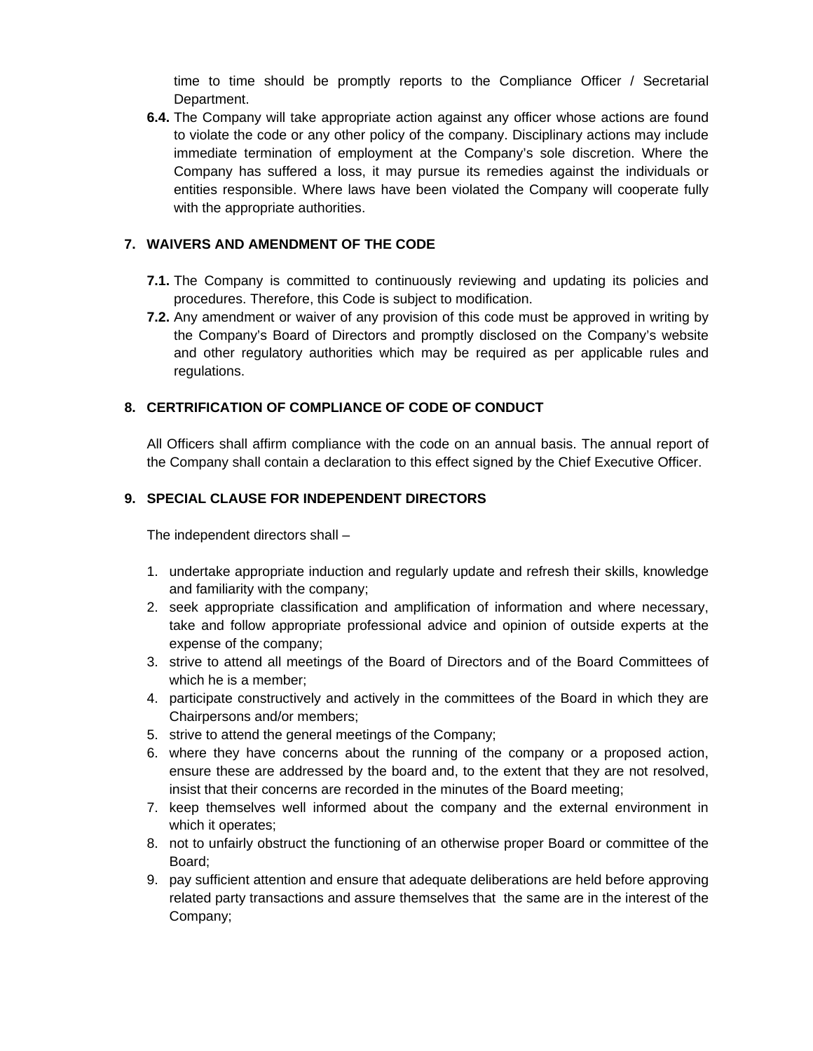time to time should be promptly reports to the Compliance Officer / Secretarial Department.

**6.4.** The Company will take appropriate action against any officer whose actions are found to violate the code or any other policy of the company. Disciplinary actions may include immediate termination of employment at the Company's sole discretion. Where the Company has suffered a loss, it may pursue its remedies against the individuals or entities responsible. Where laws have been violated the Company will cooperate fully with the appropriate authorities.

## 7. WAIVERS AND AMENDMENT OF THE CODE

**7.1.** The Company is committed to continuously reviewing and updating its policies and procedures. Therefore, this Code is subject to modification.

**7.2.** Any amendment or waiver of any provision of this code must be approved in writing by the Company's Board of Directors and promptly disclosed on the Company's website and other regulatory authorities which may be required as per applicable rules and regulations.

## 8. CERTRIFICATION OF COMPLIANCE OF CODE OF CONDUCT

All Officers shall affirm compliance with the code on an annual basis. The annual report of the Company shall contain a declaration to this effect signed by the Chief Executive Officer.

## 9. SPECIAL CLAUSE FOR INDEPENDENT DIRECTORS

The independent directors shall –

1. undertake appropriate induction and regularly update and refresh their skills, knowledge and familiarity with the company;
2. seek appropriate classification and amplification of information and where necessary, take and follow appropriate professional advice and opinion of outside experts at the expense of the company;
3. strive to attend all meetings of the Board of Directors and of the Board Committees of which he is a member;
4. participate constructively and actively in the committees of the Board in which they are Chairpersons and/or members;
5. strive to attend the general meetings of the Company;
6. where they have concerns about the running of the company or a proposed action, ensure these are addressed by the board and, to the extent that they are not resolved, insist that their concerns are recorded in the minutes of the Board meeting;
7. keep themselves well informed about the company and the external environment in which it operates;
8. not to unfairly obstruct the functioning of an otherwise proper Board or committee of the Board;
9. pay sufficient attention and ensure that adequate deliberations are held before approving related party transactions and assure themselves that the same are in the interest of the Company;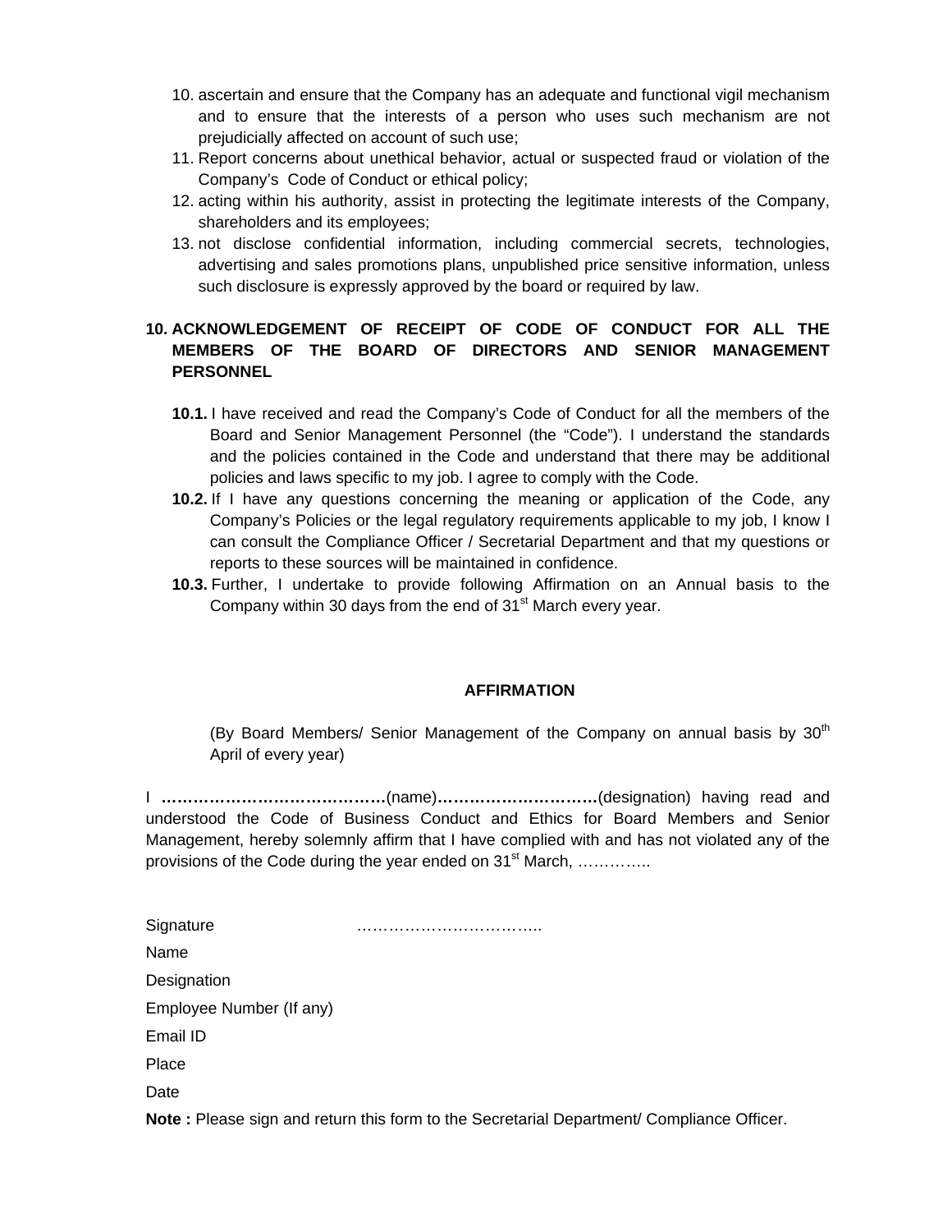10. ascertain and ensure that the Company has an adequate and functional vigil mechanism and to ensure that the interests of a person who uses such mechanism are not prejudicially affected on account of such use;
11. Report concerns about unethical behavior, actual or suspected fraud or violation of the Company's Code of Conduct or ethical policy;
12. acting within his authority, assist in protecting the legitimate interests of the Company, shareholders and its employees;
13. not disclose confidential information, including commercial secrets, technologies, advertising and sales promotions plans, unpublished price sensitive information, unless such disclosure is expressly approved by the board or required by law.

## 10. ACKNOWLEDGEMENT OF RECEIPT OF CODE OF CONDUCT FOR ALL THE MEMBERS OF THE BOARD OF DIRECTORS AND SENIOR MANAGEMENT PERSONNEL

**10.1.** I have received and read the Company's Code of Conduct for all the members of the Board and Senior Management Personnel (the "Code"). I understand the standards and the policies contained in the Code and understand that there may be additional policies and laws specific to my job. I agree to comply with the Code.

**10.2.** If I have any questions concerning the meaning or application of the Code, any Company's Policies or the legal regulatory requirements applicable to my job, I know I can consult the Compliance Officer / Secretarial Department and that my questions or reports to these sources will be maintained in confidence.

**10.3.** Further, I undertake to provide following Affirmation on an Annual basis to the Company within 30 days from the end of 31st March every year.

### AFFIRMATION

(By Board Members/ Senior Management of the Company on annual basis by 30th April of every year)

I **……………………………………**(name)**…………………………**(designation) having read and understood the Code of Business Conduct and Ethics for Board Members and Senior Management, hereby solemnly affirm that I have complied with and has not violated any of the provisions of the Code during the year ended on 31st March, …………..

Signature ……………………………..

Name

Designation

Employee Number (If any)

Email ID

Place

Date

**Note :** Please sign and return this form to the Secretarial Department/ Compliance Officer.